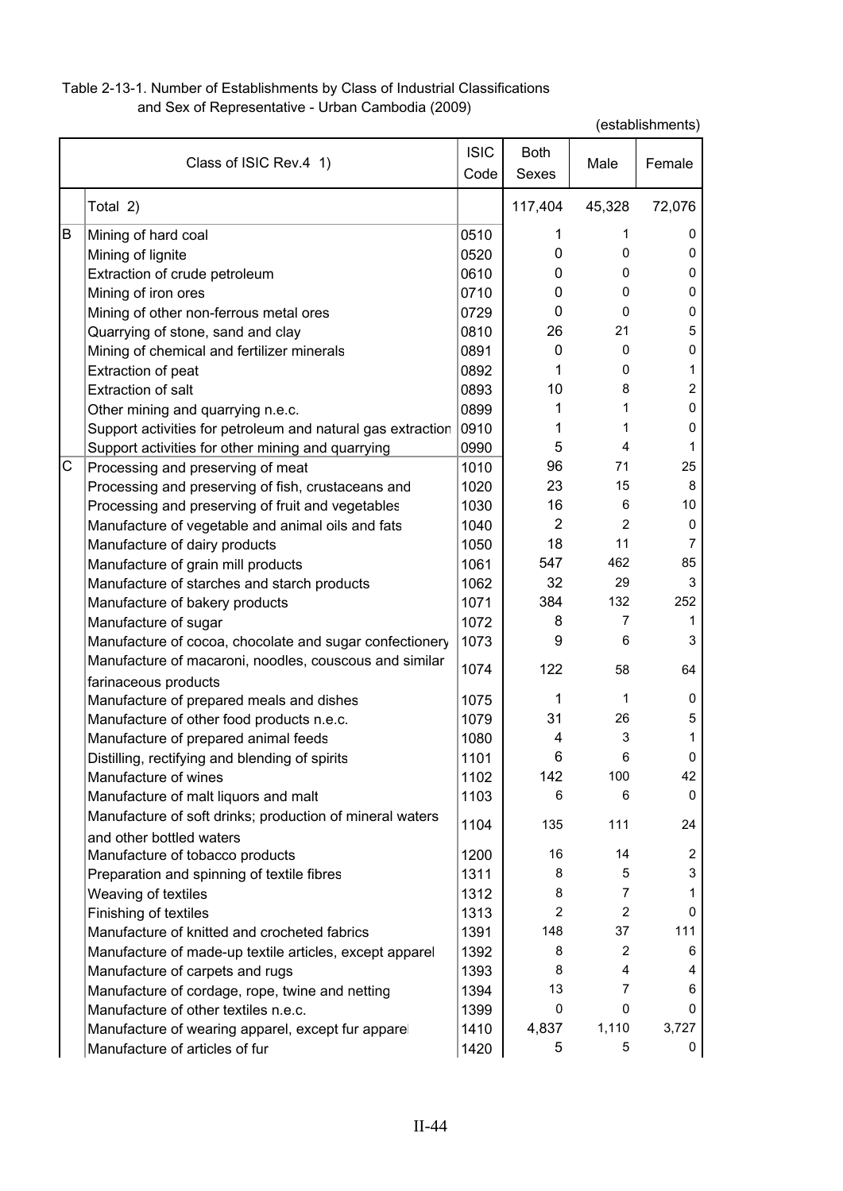Table 2-13-1. Number of Establishments by Class of Industrial Classifications and Sex of Representative - Urban Cambodia (2009)

(establishments)

| | Class of ISIC Rev.4 1) | ISIC Code | Both Sexes | Male | Female |
|---|---|---|---|---|---|
| | Total 2) | | 117,404 | 45,328 | 72,076 |
| B | Mining of hard coal | 0510 | 1 | 1 | 0 |
| | Mining of lignite | 0520 | 0 | 0 | 0 |
| | Extraction of crude petroleum | 0610 | 0 | 0 | 0 |
| | Mining of iron ores | 0710 | 0 | 0 | 0 |
| | Mining of other non-ferrous metal ores | 0729 | 0 | 0 | 0 |
| | Quarrying of stone, sand and clay | 0810 | 26 | 21 | 5 |
| | Mining of chemical and fertilizer minerals | 0891 | 0 | 0 | 0 |
| | Extraction of peat | 0892 | 1 | 0 | 1 |
| | Extraction of salt | 0893 | 10 | 8 | 2 |
| | Other mining and quarrying n.e.c. | 0899 | 1 | 1 | 0 |
| | Support activities for petroleum and natural gas extraction | 0910 | 1 | 1 | 0 |
| | Support activities for other mining and quarrying | 0990 | 5 | 4 | 1 |
| C | Processing and preserving of meat | 1010 | 96 | 71 | 25 |
| | Processing and preserving of fish, crustaceans and | 1020 | 23 | 15 | 8 |
| | Processing and preserving of fruit and vegetables | 1030 | 16 | 6 | 10 |
| | Manufacture of vegetable and animal oils and fats | 1040 | 2 | 2 | 0 |
| | Manufacture of dairy products | 1050 | 18 | 11 | 7 |
| | Manufacture of grain mill products | 1061 | 547 | 462 | 85 |
| | Manufacture of starches and starch products | 1062 | 32 | 29 | 3 |
| | Manufacture of bakery products | 1071 | 384 | 132 | 252 |
| | Manufacture of sugar | 1072 | 8 | 7 | 1 |
| | Manufacture of cocoa, chocolate and sugar confectionery | 1073 | 9 | 6 | 3 |
| | Manufacture of macaroni, noodles, couscous and similar farinaceous products | 1074 | 122 | 58 | 64 |
| | Manufacture of prepared meals and dishes | 1075 | 1 | 1 | 0 |
| | Manufacture of other food products n.e.c. | 1079 | 31 | 26 | 5 |
| | Manufacture of prepared animal feeds | 1080 | 4 | 3 | 1 |
| | Distilling, rectifying and blending of spirits | 1101 | 6 | 6 | 0 |
| | Manufacture of wines | 1102 | 142 | 100 | 42 |
| | Manufacture of malt liquors and malt | 1103 | 6 | 6 | 0 |
| | Manufacture of soft drinks; production of mineral waters and other bottled waters | 1104 | 135 | 111 | 24 |
| | Manufacture of tobacco products | 1200 | 16 | 14 | 2 |
| | Preparation and spinning of textile fibres | 1311 | 8 | 5 | 3 |
| | Weaving of textiles | 1312 | 8 | 7 | 1 |
| | Finishing of textiles | 1313 | 2 | 2 | 0 |
| | Manufacture of knitted and crocheted fabrics | 1391 | 148 | 37 | 111 |
| | Manufacture of made-up textile articles, except apparel | 1392 | 8 | 2 | 6 |
| | Manufacture of carpets and rugs | 1393 | 8 | 4 | 4 |
| | Manufacture of cordage, rope, twine and netting | 1394 | 13 | 7 | 6 |
| | Manufacture of other textiles n.e.c. | 1399 | 0 | 0 | 0 |
| | Manufacture of wearing apparel, except fur apparel | 1410 | 4,837 | 1,110 | 3,727 |
| | Manufacture of articles of fur | 1420 | 5 | 5 | 0 |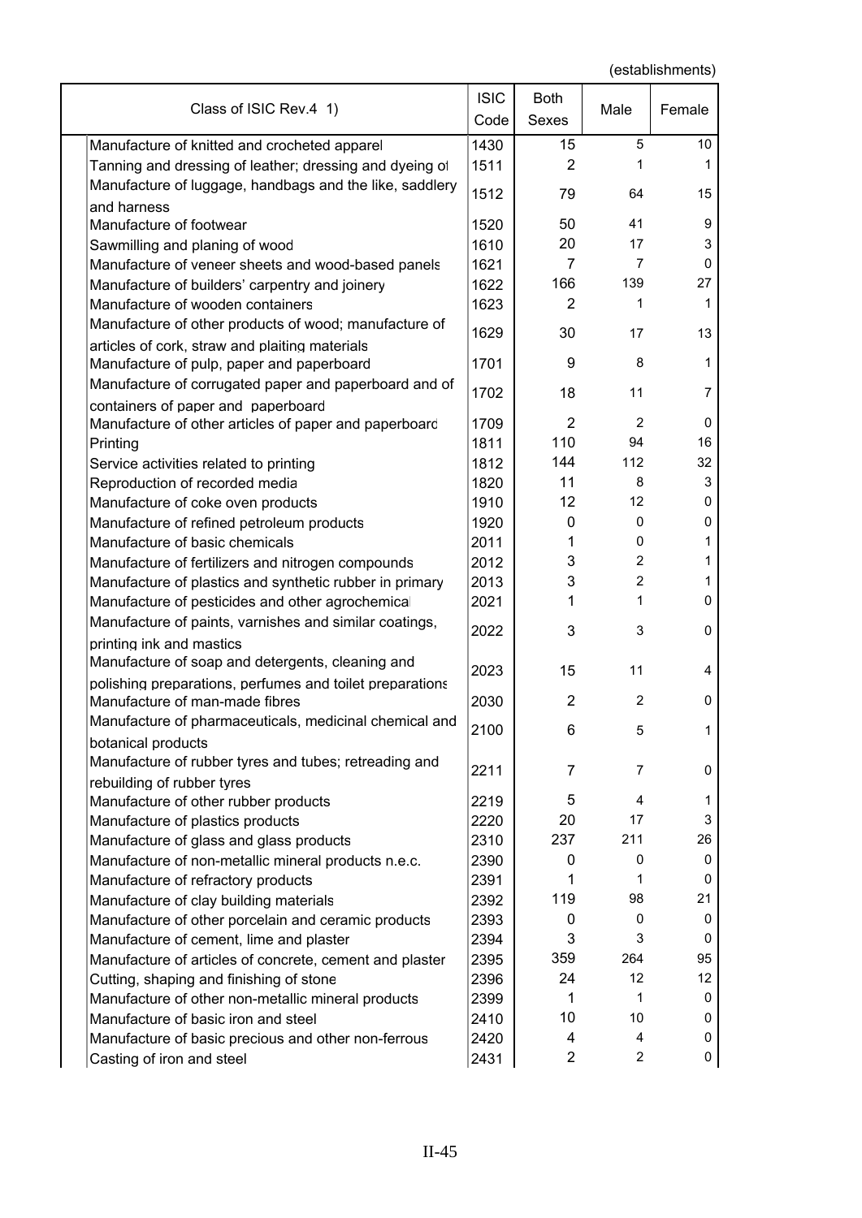(establishments)

| Class of ISIC Rev.4 1) | ISIC Code | Both Sexes | Male | Female |
|---|---|---|---|---|
| Manufacture of knitted and crocheted apparel | 1430 | 15 | 5 | 10 |
| Tanning and dressing of leather; dressing and dyeing of | 1511 | 2 | 1 | 1 |
| Manufacture of luggage, handbags and the like, saddlery and harness | 1512 | 79 | 64 | 15 |
| Manufacture of footwear | 1520 | 50 | 41 | 9 |
| Sawmilling and planing of wood | 1610 | 20 | 17 | 3 |
| Manufacture of veneer sheets and wood-based panels | 1621 | 7 | 7 | 0 |
| Manufacture of builders' carpentry and joinery | 1622 | 166 | 139 | 27 |
| Manufacture of wooden containers | 1623 | 2 | 1 | 1 |
| Manufacture of other products of wood; manufacture of articles of cork, straw and plaiting materials | 1629 | 30 | 17 | 13 |
| Manufacture of pulp, paper and paperboard | 1701 | 9 | 8 | 1 |
| Manufacture of corrugated paper and paperboard and of containers of paper and paperboard | 1702 | 18 | 11 | 7 |
| Manufacture of other articles of paper and paperboard | 1709 | 2 | 2 | 0 |
| Printing | 1811 | 110 | 94 | 16 |
| Service activities related to printing | 1812 | 144 | 112 | 32 |
| Reproduction of recorded media | 1820 | 11 | 8 | 3 |
| Manufacture of coke oven products | 1910 | 12 | 12 | 0 |
| Manufacture of refined petroleum products | 1920 | 0 | 0 | 0 |
| Manufacture of basic chemicals | 2011 | 1 | 0 | 1 |
| Manufacture of fertilizers and nitrogen compounds | 2012 | 3 | 2 | 1 |
| Manufacture of plastics and synthetic rubber in primary | 2013 | 3 | 2 | 1 |
| Manufacture of pesticides and other agrochemical | 2021 | 1 | 1 | 0 |
| Manufacture of paints, varnishes and similar coatings, printing ink and mastics | 2022 | 3 | 3 | 0 |
| Manufacture of soap and detergents, cleaning and polishing preparations, perfumes and toilet preparations | 2023 | 15 | 11 | 4 |
| Manufacture of man-made fibres | 2030 | 2 | 2 | 0 |
| Manufacture of pharmaceuticals, medicinal chemical and botanical products | 2100 | 6 | 5 | 1 |
| Manufacture of rubber tyres and tubes; retreading and rebuilding of rubber tyres | 2211 | 7 | 7 | 0 |
| Manufacture of other rubber products | 2219 | 5 | 4 | 1 |
| Manufacture of plastics products | 2220 | 20 | 17 | 3 |
| Manufacture of glass and glass products | 2310 | 237 | 211 | 26 |
| Manufacture of non-metallic mineral products n.e.c. | 2390 | 0 | 0 | 0 |
| Manufacture of refractory products | 2391 | 1 | 1 | 0 |
| Manufacture of clay building materials | 2392 | 119 | 98 | 21 |
| Manufacture of other porcelain and ceramic products | 2393 | 0 | 0 | 0 |
| Manufacture of cement, lime and plaster | 2394 | 3 | 3 | 0 |
| Manufacture of articles of concrete, cement and plaster | 2395 | 359 | 264 | 95 |
| Cutting, shaping and finishing of stone | 2396 | 24 | 12 | 12 |
| Manufacture of other non-metallic mineral products | 2399 | 1 | 1 | 0 |
| Manufacture of basic iron and steel | 2410 | 10 | 10 | 0 |
| Manufacture of basic precious and other non-ferrous | 2420 | 4 | 4 | 0 |
| Casting of iron and steel | 2431 | 2 | 2 | 0 |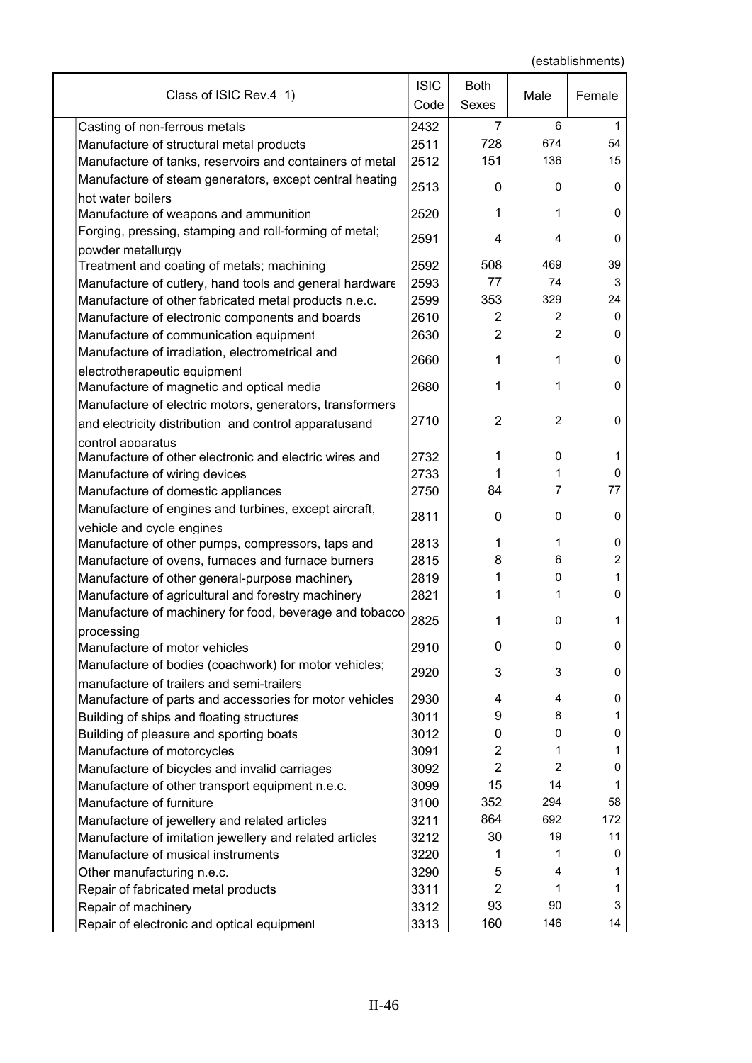(establishments)

| Class of ISIC Rev.4 1) | ISIC Code | Both Sexes | Male | Female |
|---|---|---|---|---|
| Casting of non-ferrous metals | 2432 | 7 | 6 | 1 |
| Manufacture of structural metal products | 2511 | 728 | 674 | 54 |
| Manufacture of tanks, reservoirs and containers of metal | 2512 | 151 | 136 | 15 |
| Manufacture of steam generators, except central heating hot water boilers | 2513 | 0 | 0 | 0 |
| Manufacture of weapons and ammunition | 2520 | 1 | 1 | 0 |
| Forging, pressing, stamping and roll-forming of metal; powder metallurgy | 2591 | 4 | 4 | 0 |
| Treatment and coating of metals; machining | 2592 | 508 | 469 | 39 |
| Manufacture of cutlery, hand tools and general hardware | 2593 | 77 | 74 | 3 |
| Manufacture of other fabricated metal products n.e.c. | 2599 | 353 | 329 | 24 |
| Manufacture of electronic components and boards | 2610 | 2 | 2 | 0 |
| Manufacture of communication equipment | 2630 | 2 | 2 | 0 |
| Manufacture of irradiation, electrometrical and electrotherapeutic equipment | 2660 | 1 | 1 | 0 |
| Manufacture of magnetic and optical media | 2680 | 1 | 1 | 0 |
| Manufacture of electric motors, generators, transformers and electricity distribution and control apparatusand control apparatus | 2710 | 2 | 2 | 0 |
| Manufacture of other electronic and electric wires and | 2732 | 1 | 0 | 1 |
| Manufacture of wiring devices | 2733 | 1 | 1 | 0 |
| Manufacture of domestic appliances | 2750 | 84 | 7 | 77 |
| Manufacture of engines and turbines, except aircraft, vehicle and cycle engines | 2811 | 0 | 0 | 0 |
| Manufacture of other pumps, compressors, taps and | 2813 | 1 | 1 | 0 |
| Manufacture of ovens, furnaces and furnace burners | 2815 | 8 | 6 | 2 |
| Manufacture of other general-purpose machinery | 2819 | 1 | 0 | 1 |
| Manufacture of agricultural and forestry machinery | 2821 | 1 | 1 | 0 |
| Manufacture of machinery for food, beverage and tobacco processing | 2825 | 1 | 0 | 1 |
| Manufacture of motor vehicles | 2910 | 0 | 0 | 0 |
| Manufacture of bodies (coachwork) for motor vehicles; manufacture of trailers and semi-trailers | 2920 | 3 | 3 | 0 |
| Manufacture of parts and accessories for motor vehicles | 2930 | 4 | 4 | 0 |
| Building of ships and floating structures | 3011 | 9 | 8 | 1 |
| Building of pleasure and sporting boats | 3012 | 0 | 0 | 0 |
| Manufacture of motorcycles | 3091 | 2 | 1 | 1 |
| Manufacture of bicycles and invalid carriages | 3092 | 2 | 2 | 0 |
| Manufacture of other transport equipment n.e.c. | 3099 | 15 | 14 | 1 |
| Manufacture of furniture | 3100 | 352 | 294 | 58 |
| Manufacture of jewellery and related articles | 3211 | 864 | 692 | 172 |
| Manufacture of imitation jewellery and related articles | 3212 | 30 | 19 | 11 |
| Manufacture of musical instruments | 3220 | 1 | 1 | 0 |
| Other manufacturing n.e.c. | 3290 | 5 | 4 | 1 |
| Repair of fabricated metal products | 3311 | 2 | 1 | 1 |
| Repair of machinery | 3312 | 93 | 90 | 3 |
| Repair of electronic and optical equipment | 3313 | 160 | 146 | 14 |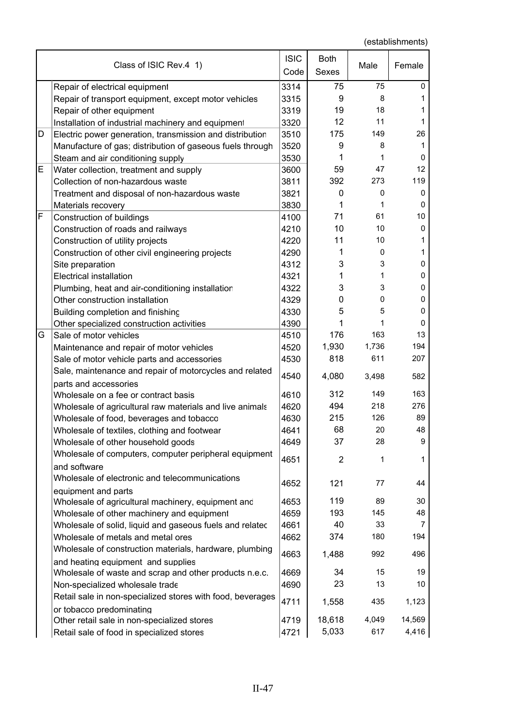(establishments)

| | Class of ISIC Rev.4 1) | ISIC Code | Both Sexes | Male | Female |
|---|---|---|---|---|---|
| | Repair of electrical equipment | 3314 | 75 | 75 | 0 |
| | Repair of transport equipment, except motor vehicles | 3315 | 9 | 8 | 1 |
| | Repair of other equipment | 3319 | 19 | 18 | 1 |
| | Installation of industrial machinery and equipment | 3320 | 12 | 11 | 1 |
| D | Electric power generation, transmission and distribution | 3510 | 175 | 149 | 26 |
| | Manufacture of gas; distribution of gaseous fuels through | 3520 | 9 | 8 | 1 |
| | Steam and air conditioning supply | 3530 | 1 | 1 | 0 |
| E | Water collection, treatment and supply | 3600 | 59 | 47 | 12 |
| | Collection of non-hazardous waste | 3811 | 392 | 273 | 119 |
| | Treatment and disposal of non-hazardous waste | 3821 | 0 | 0 | 0 |
| | Materials recovery | 3830 | 1 | 1 | 0 |
| F | Construction of buildings | 4100 | 71 | 61 | 10 |
| | Construction of roads and railways | 4210 | 10 | 10 | 0 |
| | Construction of utility projects | 4220 | 11 | 10 | 1 |
| | Construction of other civil engineering projects | 4290 | 1 | 0 | 1 |
| | Site preparation | 4312 | 3 | 3 | 0 |
| | Electrical installation | 4321 | 1 | 1 | 0 |
| | Plumbing, heat and air-conditioning installation | 4322 | 3 | 3 | 0 |
| | Other construction installation | 4329 | 0 | 0 | 0 |
| | Building completion and finishing | 4330 | 5 | 5 | 0 |
| | Other specialized construction activities | 4390 | 1 | 1 | 0 |
| G | Sale of motor vehicles | 4510 | 176 | 163 | 13 |
| | Maintenance and repair of motor vehicles | 4520 | 1,930 | 1,736 | 194 |
| | Sale of motor vehicle parts and accessories | 4530 | 818 | 611 | 207 |
| | Sale, maintenance and repair of motorcycles and related parts and accessories | 4540 | 4,080 | 3,498 | 582 |
| | Wholesale on a fee or contract basis | 4610 | 312 | 149 | 163 |
| | Wholesale of agricultural raw materials and live animals | 4620 | 494 | 218 | 276 |
| | Wholesale of food, beverages and tobacco | 4630 | 215 | 126 | 89 |
| | Wholesale of textiles, clothing and footwear | 4641 | 68 | 20 | 48 |
| | Wholesale of other household goods | 4649 | 37 | 28 | 9 |
| | Wholesale of computers, computer peripheral equipment and software | 4651 | 2 | 1 | 1 |
| | Wholesale of electronic and telecommunications equipment and parts | 4652 | 121 | 77 | 44 |
| | Wholesale of agricultural machinery, equipment and | 4653 | 119 | 89 | 30 |
| | Wholesale of other machinery and equipment | 4659 | 193 | 145 | 48 |
| | Wholesale of solid, liquid and gaseous fuels and related | 4661 | 40 | 33 | 7 |
| | Wholesale of metals and metal ores | 4662 | 374 | 180 | 194 |
| | Wholesale of construction materials, hardware, plumbing and heating equipment and supplies | 4663 | 1,488 | 992 | 496 |
| | Wholesale of waste and scrap and other products n.e.c. | 4669 | 34 | 15 | 19 |
| | Non-specialized wholesale trade | 4690 | 23 | 13 | 10 |
| | Retail sale in non-specialized stores with food, beverages or tobacco predominating | 4711 | 1,558 | 435 | 1,123 |
| | Other retail sale in non-specialized stores | 4719 | 18,618 | 4,049 | 14,569 |
| | Retail sale of food in specialized stores | 4721 | 5,033 | 617 | 4,416 |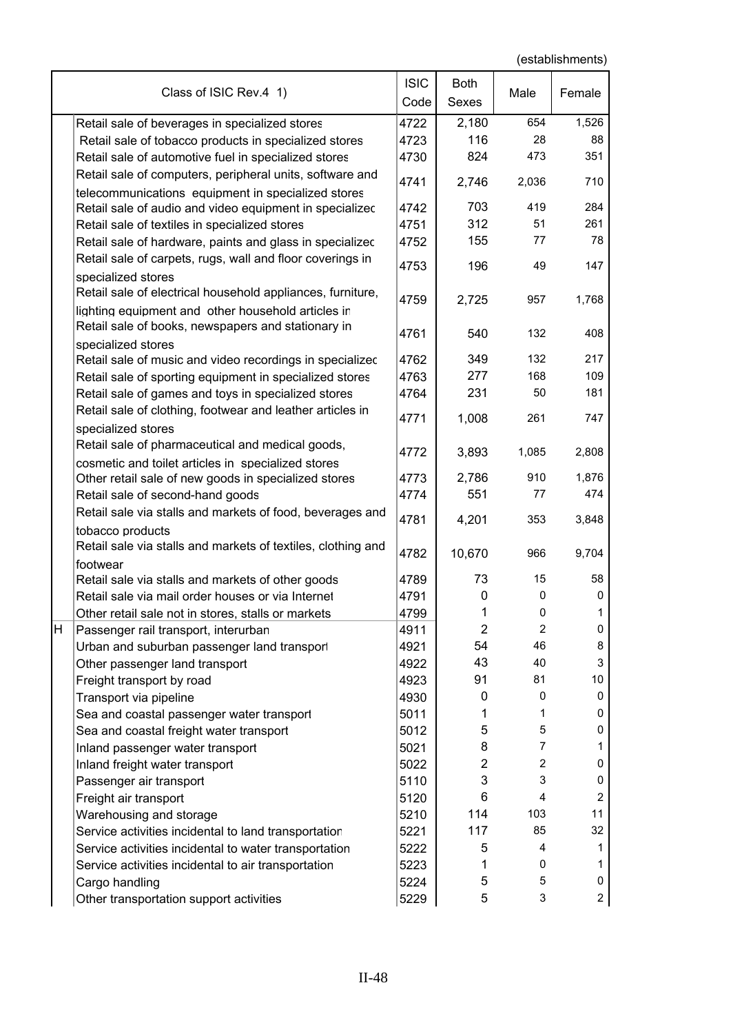(establishments)

| | Class of ISIC Rev.4 1) | ISIC Code | Both Sexes | Male | Female |
|---|---|---|---|---|---|
| | Retail sale of beverages in specialized stores | 4722 | 2,180 | 654 | 1,526 |
| | Retail sale of tobacco products in specialized stores | 4723 | 116 | 28 | 88 |
| | Retail sale of automotive fuel in specialized stores | 4730 | 824 | 473 | 351 |
| | Retail sale of computers, peripheral units, software and telecommunications equipment in specialized stores | 4741 | 2,746 | 2,036 | 710 |
| | Retail sale of audio and video equipment in specializec | 4742 | 703 | 419 | 284 |
| | Retail sale of textiles in specialized stores | 4751 | 312 | 51 | 261 |
| | Retail sale of hardware, paints and glass in specializec | 4752 | 155 | 77 | 78 |
| | Retail sale of carpets, rugs, wall and floor coverings in specialized stores | 4753 | 196 | 49 | 147 |
| | Retail sale of electrical household appliances, furniture, lighting equipment and other household articles ir | 4759 | 2,725 | 957 | 1,768 |
| | Retail sale of books, newspapers and stationary in specialized stores | 4761 | 540 | 132 | 408 |
| | Retail sale of music and video recordings in specializec | 4762 | 349 | 132 | 217 |
| | Retail sale of sporting equipment in specialized stores | 4763 | 277 | 168 | 109 |
| | Retail sale of games and toys in specialized stores | 4764 | 231 | 50 | 181 |
| | Retail sale of clothing, footwear and leather articles in specialized stores | 4771 | 1,008 | 261 | 747 |
| | Retail sale of pharmaceutical and medical goods, cosmetic and toilet articles in specialized stores | 4772 | 3,893 | 1,085 | 2,808 |
| | Other retail sale of new goods in specialized stores | 4773 | 2,786 | 910 | 1,876 |
| | Retail sale of second-hand goods | 4774 | 551 | 77 | 474 |
| | Retail sale via stalls and markets of food, beverages and tobacco products | 4781 | 4,201 | 353 | 3,848 |
| | Retail sale via stalls and markets of textiles, clothing and footwear | 4782 | 10,670 | 966 | 9,704 |
| | Retail sale via stalls and markets of other goods | 4789 | 73 | 15 | 58 |
| | Retail sale via mail order houses or via Internet | 4791 | 0 | 0 | 0 |
| | Other retail sale not in stores, stalls or markets | 4799 | 1 | 0 | 1 |
| H | Passenger rail transport, interurban | 4911 | 2 | 2 | 0 |
| | Urban and suburban passenger land transport | 4921 | 54 | 46 | 8 |
| | Other passenger land transport | 4922 | 43 | 40 | 3 |
| | Freight transport by road | 4923 | 91 | 81 | 10 |
| | Transport via pipeline | 4930 | 0 | 0 | 0 |
| | Sea and coastal passenger water transport | 5011 | 1 | 1 | 0 |
| | Sea and coastal freight water transport | 5012 | 5 | 5 | 0 |
| | Inland passenger water transport | 5021 | 8 | 7 | 1 |
| | Inland freight water transport | 5022 | 2 | 2 | 0 |
| | Passenger air transport | 5110 | 3 | 3 | 0 |
| | Freight air transport | 5120 | 6 | 4 | 2 |
| | Warehousing and storage | 5210 | 114 | 103 | 11 |
| | Service activities incidental to land transportation | 5221 | 117 | 85 | 32 |
| | Service activities incidental to water transportation | 5222 | 5 | 4 | 1 |
| | Service activities incidental to air transportation | 5223 | 1 | 0 | 1 |
| | Cargo handling | 5224 | 5 | 5 | 0 |
| | Other transportation support activities | 5229 | 5 | 3 | 2 |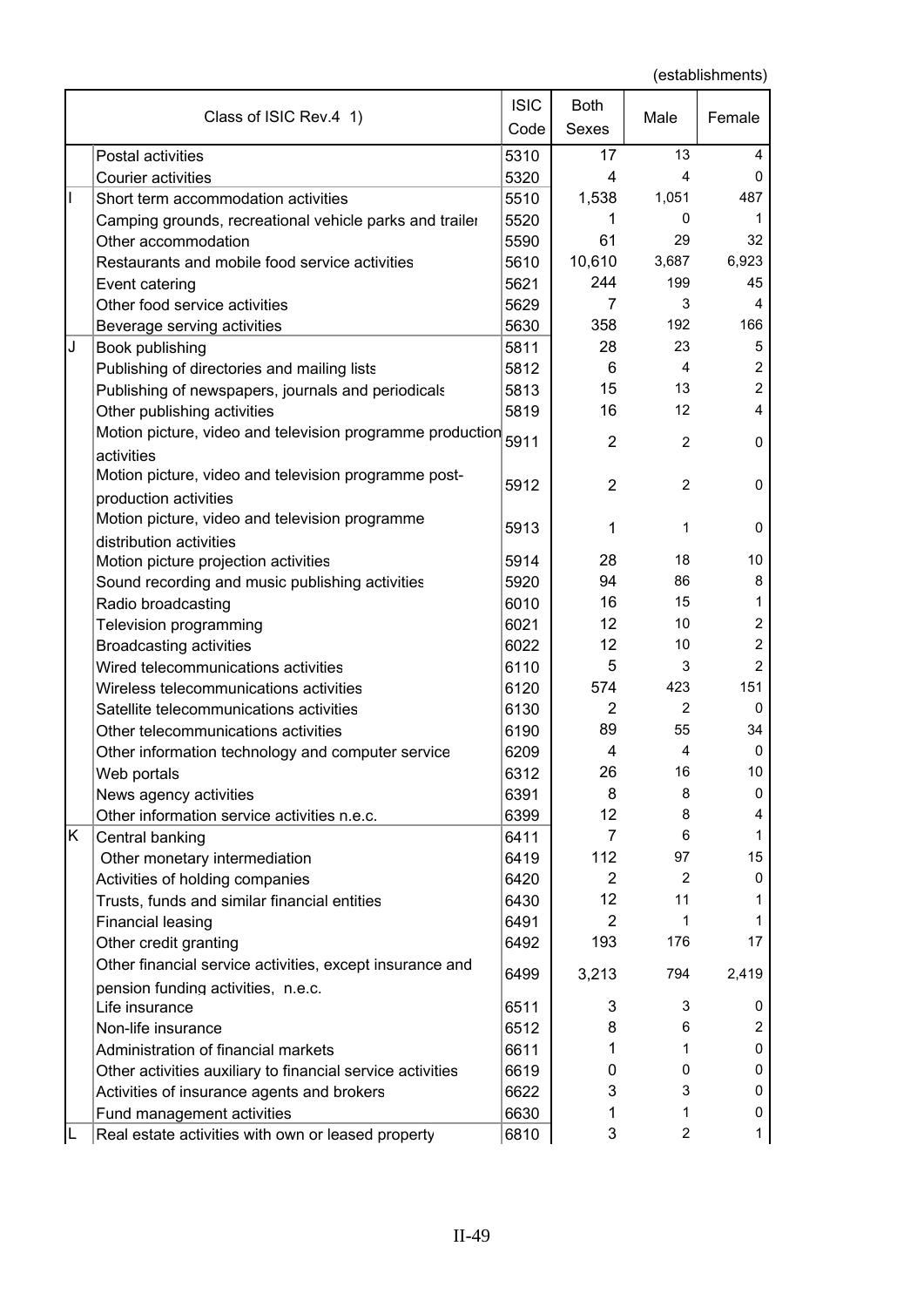(establishments)

| | Class of ISIC Rev.4 1) | ISIC Code | Both Sexes | Male | Female |
|---|---|---|---|---|---|
| | Postal activities | 5310 | 17 | 13 | 4 |
| | Courier activities | 5320 | 4 | 4 | 0 |
| I | Short term accommodation activities | 5510 | 1,538 | 1,051 | 487 |
| | Camping grounds, recreational vehicle parks and trailer | 5520 | 1 | 0 | 1 |
| | Other accommodation | 5590 | 61 | 29 | 32 |
| | Restaurants and mobile food service activities | 5610 | 10,610 | 3,687 | 6,923 |
| | Event catering | 5621 | 244 | 199 | 45 |
| | Other food service activities | 5629 | 7 | 3 | 4 |
| | Beverage serving activities | 5630 | 358 | 192 | 166 |
| J | Book publishing | 5811 | 28 | 23 | 5 |
| | Publishing of directories and mailing lists | 5812 | 6 | 4 | 2 |
| | Publishing of newspapers, journals and periodicals | 5813 | 15 | 13 | 2 |
| | Other publishing activities | 5819 | 16 | 12 | 4 |
| | Motion picture, video and television programme production activities | 5911 | 2 | 2 | 0 |
| | Motion picture, video and television programme post-production activities | 5912 | 2 | 2 | 0 |
| | Motion picture, video and television programme distribution activities | 5913 | 1 | 1 | 0 |
| | Motion picture projection activities | 5914 | 28 | 18 | 10 |
| | Sound recording and music publishing activities | 5920 | 94 | 86 | 8 |
| | Radio broadcasting | 6010 | 16 | 15 | 1 |
| | Television programming | 6021 | 12 | 10 | 2 |
| | Broadcasting activities | 6022 | 12 | 10 | 2 |
| | Wired telecommunications activities | 6110 | 5 | 3 | 2 |
| | Wireless telecommunications activities | 6120 | 574 | 423 | 151 |
| | Satellite telecommunications activities | 6130 | 2 | 2 | 0 |
| | Other telecommunications activities | 6190 | 89 | 55 | 34 |
| | Other information technology and computer service | 6209 | 4 | 4 | 0 |
| | Web portals | 6312 | 26 | 16 | 10 |
| | News agency activities | 6391 | 8 | 8 | 0 |
| | Other information service activities n.e.c. | 6399 | 12 | 8 | 4 |
| K | Central banking | 6411 | 7 | 6 | 1 |
| | Other monetary intermediation | 6419 | 112 | 97 | 15 |
| | Activities of holding companies | 6420 | 2 | 2 | 0 |
| | Trusts, funds and similar financial entities | 6430 | 12 | 11 | 1 |
| | Financial leasing | 6491 | 2 | 1 | 1 |
| | Other credit granting | 6492 | 193 | 176 | 17 |
| | Other financial service activities, except insurance and pension funding activities, n.e.c. | 6499 | 3,213 | 794 | 2,419 |
| | Life insurance | 6511 | 3 | 3 | 0 |
| | Non-life insurance | 6512 | 8 | 6 | 2 |
| | Administration of financial markets | 6611 | 1 | 1 | 0 |
| | Other activities auxiliary to financial service activities | 6619 | 0 | 0 | 0 |
| | Activities of insurance agents and brokers | 6622 | 3 | 3 | 0 |
| | Fund management activities | 6630 | 1 | 1 | 0 |
| L | Real estate activities with own or leased property | 6810 | 3 | 2 | 1 |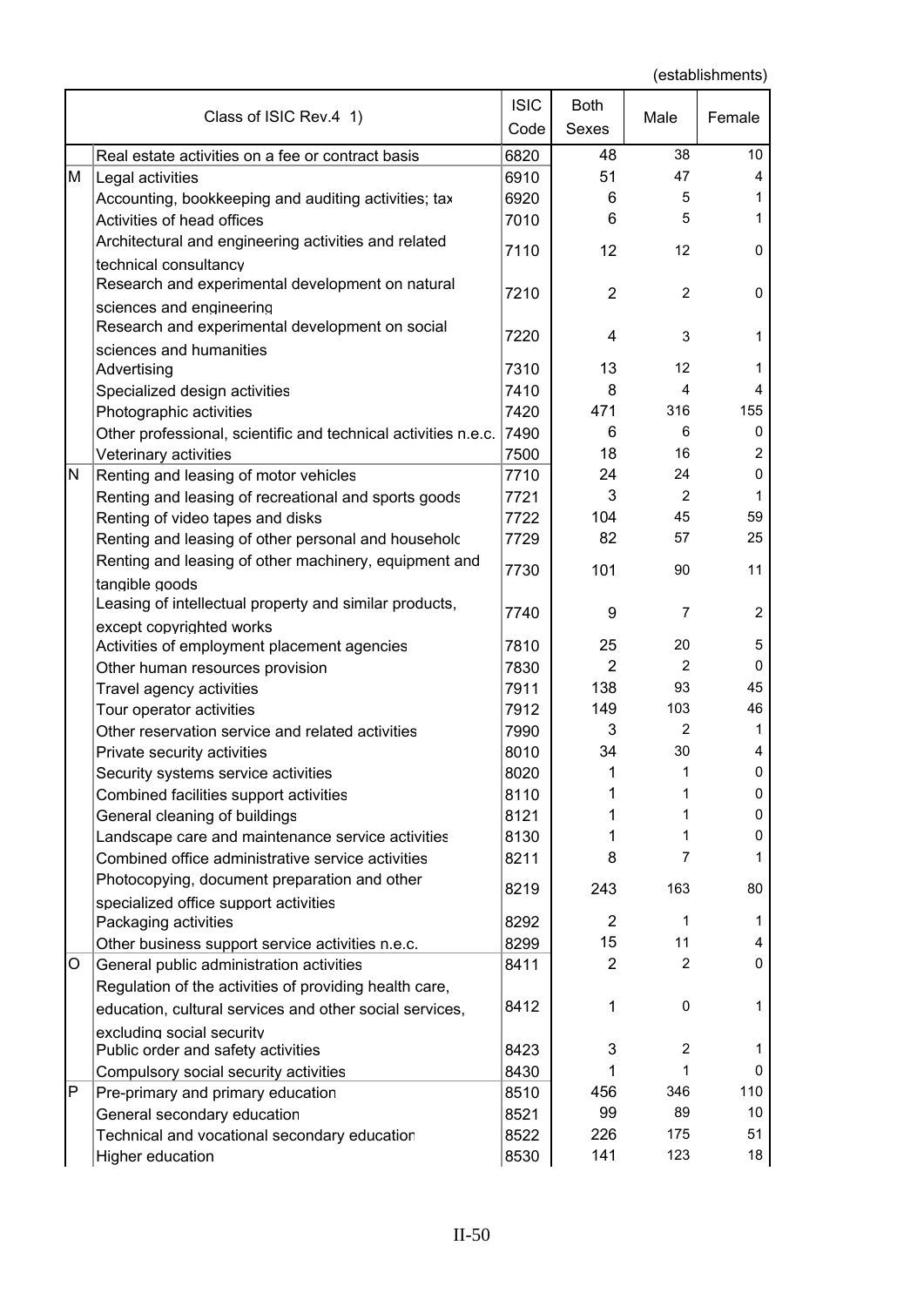(establishments)

| | Class of ISIC Rev.4 1) | ISIC Code | Both Sexes | Male | Female |
|---|---|---|---|---|---|
| | Real estate activities on a fee or contract basis | 6820 | 48 | 38 | 10 |
| M | Legal activities | 6910 | 51 | 47 | 4 |
| | Accounting, bookkeeping and auditing activities; tax | 6920 | 6 | 5 | 1 |
| | Activities of head offices | 7010 | 6 | 5 | 1 |
| | Architectural and engineering activities and related technical consultancy | 7110 | 12 | 12 | 0 |
| | Research and experimental development on natural sciences and engineering | 7210 | 2 | 2 | 0 |
| | Research and experimental development on social sciences and humanities | 7220 | 4 | 3 | 1 |
| | Advertising | 7310 | 13 | 12 | 1 |
| | Specialized design activities | 7410 | 8 | 4 | 4 |
| | Photographic activities | 7420 | 471 | 316 | 155 |
| | Other professional, scientific and technical activities n.e.c. | 7490 | 6 | 6 | 0 |
| | Veterinary activities | 7500 | 18 | 16 | 2 |
| N | Renting and leasing of motor vehicles | 7710 | 24 | 24 | 0 |
| | Renting and leasing of recreational and sports goods | 7721 | 3 | 2 | 1 |
| | Renting of video tapes and disks | 7722 | 104 | 45 | 59 |
| | Renting and leasing of other personal and household | 7729 | 82 | 57 | 25 |
| | Renting and leasing of other machinery, equipment and tangible goods | 7730 | 101 | 90 | 11 |
| | Leasing of intellectual property and similar products, except copyrighted works | 7740 | 9 | 7 | 2 |
| | Activities of employment placement agencies | 7810 | 25 | 20 | 5 |
| | Other human resources provision | 7830 | 2 | 2 | 0 |
| | Travel agency activities | 7911 | 138 | 93 | 45 |
| | Tour operator activities | 7912 | 149 | 103 | 46 |
| | Other reservation service and related activities | 7990 | 3 | 2 | 1 |
| | Private security activities | 8010 | 34 | 30 | 4 |
| | Security systems service activities | 8020 | 1 | 1 | 0 |
| | Combined facilities support activities | 8110 | 1 | 1 | 0 |
| | General cleaning of buildings | 8121 | 1 | 1 | 0 |
| | Landscape care and maintenance service activities | 8130 | 1 | 1 | 0 |
| | Combined office administrative service activities | 8211 | 8 | 7 | 1 |
| | Photocopying, document preparation and other specialized office support activities | 8219 | 243 | 163 | 80 |
| | Packaging activities | 8292 | 2 | 1 | 1 |
| | Other business support service activities n.e.c. | 8299 | 15 | 11 | 4 |
| O | General public administration activities | 8411 | 2 | 2 | 0 |
| | Regulation of the activities of providing health care, education, cultural services and other social services, excluding social security | 8412 | 1 | 0 | 1 |
| | Public order and safety activities | 8423 | 3 | 2 | 1 |
| | Compulsory social security activities | 8430 | 1 | 1 | 0 |
| P | Pre-primary and primary education | 8510 | 456 | 346 | 110 |
| | General secondary education | 8521 | 99 | 89 | 10 |
| | Technical and vocational secondary education | 8522 | 226 | 175 | 51 |
| | Higher education | 8530 | 141 | 123 | 18 |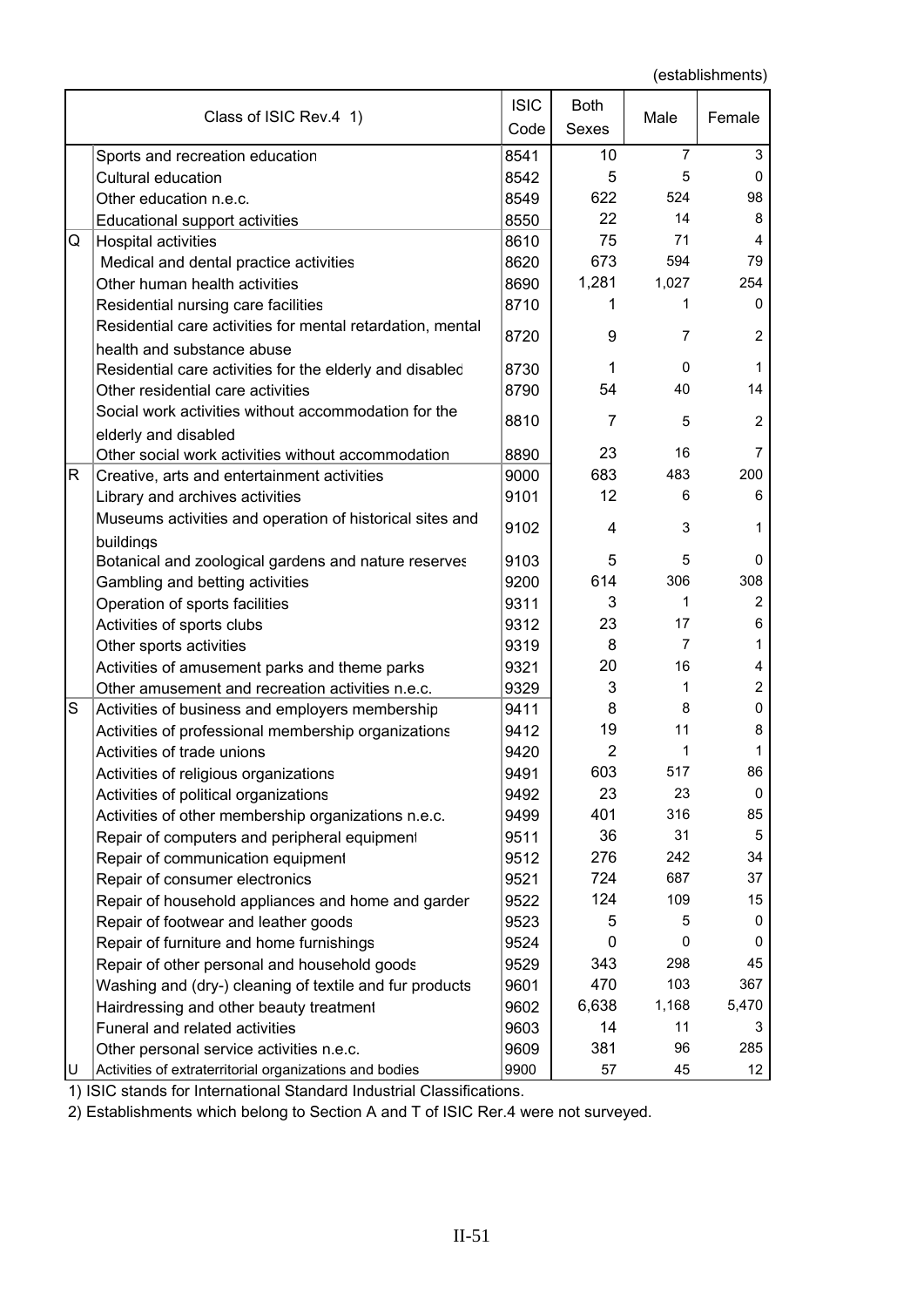(establishments)

| Class of ISIC Rev.4 1) | | ISIC Code | Both Sexes | Male | Female |
|---|---|---|---|---|---|
| | Sports and recreation education | 8541 | 10 | 7 | 3 |
| | Cultural education | 8542 | 5 | 5 | 0 |
| | Other education n.e.c. | 8549 | 622 | 524 | 98 |
| | Educational support activities | 8550 | 22 | 14 | 8 |
| Q | Hospital activities | 8610 | 75 | 71 | 4 |
| | Medical and dental practice activities | 8620 | 673 | 594 | 79 |
| | Other human health activities | 8690 | 1,281 | 1,027 | 254 |
| | Residential nursing care facilities | 8710 | 1 | 1 | 0 |
| | Residential care activities for mental retardation, mental health and substance abuse | 8720 | 9 | 7 | 2 |
| | Residential care activities for the elderly and disabled | 8730 | 1 | 0 | 1 |
| | Other residential care activities | 8790 | 54 | 40 | 14 |
| | Social work activities without accommodation for the elderly and disabled | 8810 | 7 | 5 | 2 |
| | Other social work activities without accommodation | 8890 | 23 | 16 | 7 |
| R | Creative, arts and entertainment activities | 9000 | 683 | 483 | 200 |
| | Library and archives activities | 9101 | 12 | 6 | 6 |
| | Museums activities and operation of historical sites and buildings | 9102 | 4 | 3 | 1 |
| | Botanical and zoological gardens and nature reserves | 9103 | 5 | 5 | 0 |
| | Gambling and betting activities | 9200 | 614 | 306 | 308 |
| | Operation of sports facilities | 9311 | 3 | 1 | 2 |
| | Activities of sports clubs | 9312 | 23 | 17 | 6 |
| | Other sports activities | 9319 | 8 | 7 | 1 |
| | Activities of amusement parks and theme parks | 9321 | 20 | 16 | 4 |
| | Other amusement and recreation activities n.e.c. | 9329 | 3 | 1 | 2 |
| S | Activities of business and employers membership | 9411 | 8 | 8 | 0 |
| | Activities of professional membership organizations | 9412 | 19 | 11 | 8 |
| | Activities of trade unions | 9420 | 2 | 1 | 1 |
| | Activities of religious organizations | 9491 | 603 | 517 | 86 |
| | Activities of political organizations | 9492 | 23 | 23 | 0 |
| | Activities of other membership organizations n.e.c. | 9499 | 401 | 316 | 85 |
| | Repair of computers and peripheral equipment | 9511 | 36 | 31 | 5 |
| | Repair of communication equipment | 9512 | 276 | 242 | 34 |
| | Repair of consumer electronics | 9521 | 724 | 687 | 37 |
| | Repair of household appliances and home and garden | 9522 | 124 | 109 | 15 |
| | Repair of footwear and leather goods | 9523 | 5 | 5 | 0 |
| | Repair of furniture and home furnishings | 9524 | 0 | 0 | 0 |
| | Repair of other personal and household goods | 9529 | 343 | 298 | 45 |
| | Washing and (dry-) cleaning of textile and fur products | 9601 | 470 | 103 | 367 |
| | Hairdressing and other beauty treatment | 9602 | 6,638 | 1,168 | 5,470 |
| | Funeral and related activities | 9603 | 14 | 11 | 3 |
| | Other personal service activities n.e.c. | 9609 | 381 | 96 | 285 |
| U | Activities of extraterritorial organizations and bodies | 9900 | 57 | 45 | 12 |

1) ISIC stands for International Standard Industrial Classifications.

2) Establishments which belong to Section A and T of ISIC Rer.4 were not surveyed.